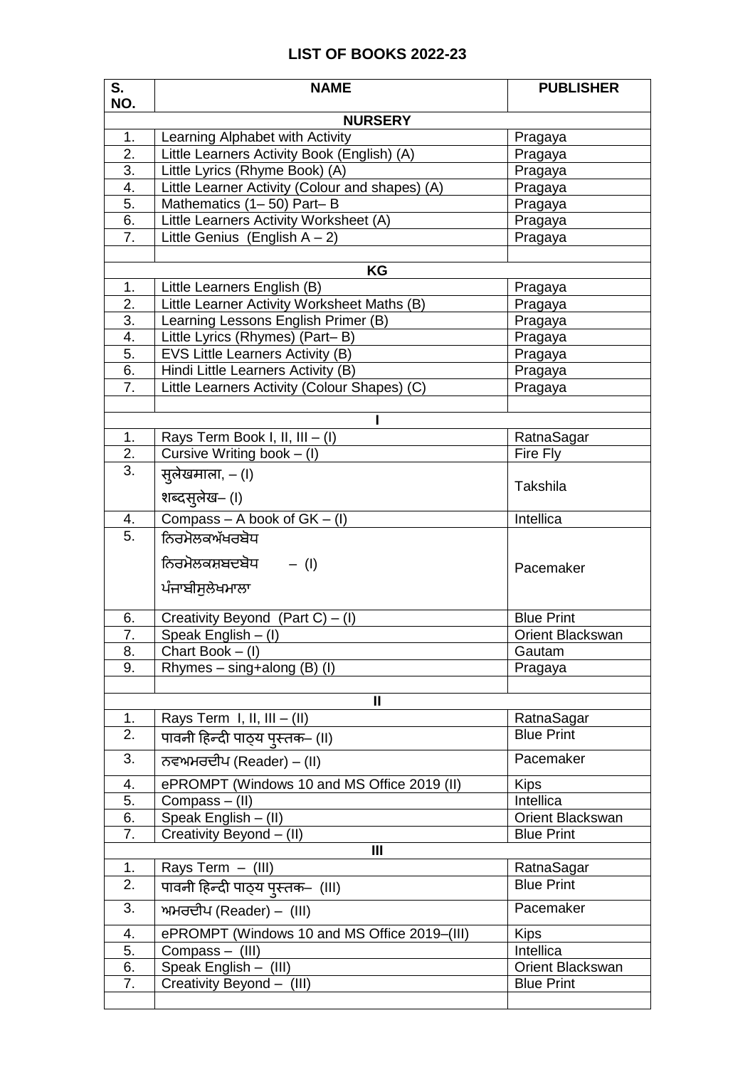# LIST OF BOOKS 2022-23

| S. NO. | NAME | PUBLISHER |
|---|---|---|
| | **NURSERY** | |
| 1. | Learning Alphabet with Activity | Pragaya |
| 2. | Little Learners Activity Book (English) (A) | Pragaya |
| 3. | Little Lyrics (Rhyme Book) (A) | Pragaya |
| 4. | Little Learner Activity (Colour and shapes) (A) | Pragaya |
| 5. | Mathematics (1– 50) Part– B | Pragaya |
| 6. | Little Learners Activity Worksheet (A) | Pragaya |
| 7. | Little Genius (English A – 2) | Pragaya |
| | | |
| | **KG** | |
| 1. | Little Learners English (B) | Pragaya |
| 2. | Little Learner Activity Worksheet Maths (B) | Pragaya |
| 3. | Learning Lessons English Primer (B) | Pragaya |
| 4. | Little Lyrics (Rhymes) (Part– B) | Pragaya |
| 5. | EVS Little Learners Activity (B) | Pragaya |
| 6. | Hindi Little Learners Activity (B) | Pragaya |
| 7. | Little Learners Activity (Colour Shapes) (C) | Pragaya |
| | | |
| | **I** | |
| 1. | Rays Term Book I, II, III – (I) | RatnaSagar |
| 2. | Cursive Writing book – (I) | Fire Fly |
| 3. | सुलेखमाला, – (I)<br>शब्दसुलेख– (I) | Takshila |
| 4. | Compass – A book of GK – (I) | Intellica |
| 5. | ਨਿਰਮੋਲਕਅੱਖਰਬੋਧ<br>ਨਿਰਮੋਲਕਸ਼ਬਦਬੋਧ – (I)<br>ਪੰਜਾਬੀਸੁਲੇਖਮਾਲਾ | Pacemaker |
| 6. | Creativity Beyond (Part C) – (I) | Blue Print |
| 7. | Speak English – (I) | Orient Blackswan |
| 8. | Chart Book – (I) | Gautam |
| 9. | Rhymes – sing+along (B) (I) | Pragaya |
| | | |
| | **II** | |
| 1. | Rays Term I, II, III – (II) | RatnaSagar |
| 2. | पावनी हिन्दी पाठ्य पुस्तक– (II) | Blue Print |
| 3. | ਨਵਅਮਰਦੀਪ (Reader) – (II) | Pacemaker |
| 4. | ePROMPT (Windows 10 and MS Office 2019 (II) | Kips |
| 5. | Compass – (II) | Intellica |
| 6. | Speak English – (II) | Orient Blackswan |
| 7. | Creativity Beyond – (II) | Blue Print |
| | **III** | |
| 1. | Rays Term – (III) | RatnaSagar |
| 2. | पावनी हिन्दी पाठ्य पुस्तक– (III) | Blue Print |
| 3. | ਅਮਰਦੀਪ (Reader) – (III) | Pacemaker |
| 4. | ePROMPT (Windows 10 and MS Office 2019–(III) | Kips |
| 5. | Compass – (III) | Intellica |
| 6. | Speak English – (III) | Orient Blackswan |
| 7. | Creativity Beyond – (III) | Blue Print |
| | | |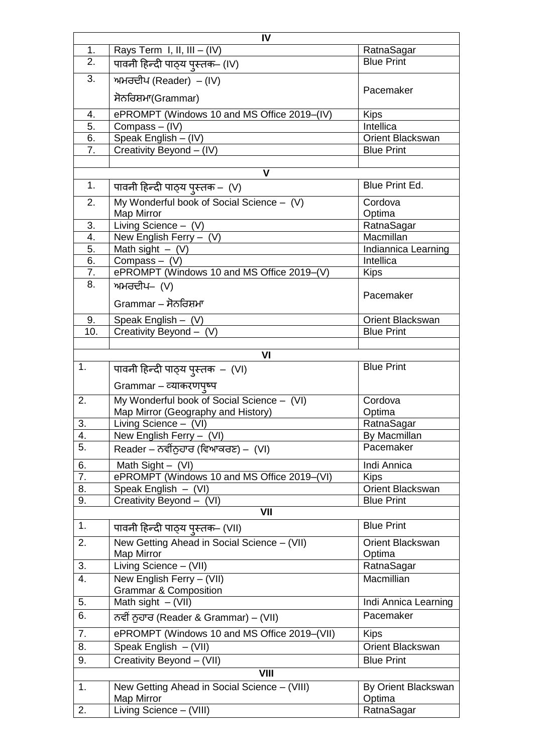| IV | | |
|---|---|---|
| 1. | Rays Term I, II, III – (IV) | RatnaSagar |
| 2. | पावनी हिन्दी पाठ्य पुस्तक– (IV) | Blue Print |
| 3. | ਅਮਰਦੀਪ (Reader) – (IV)<br>ਸੋਨਰਿਸ਼ਮਾ(Grammar) | Pacemaker |
| 4. | ePROMPT (Windows 10 and MS Office 2019–(IV) | Kips |
| 5. | Compass – (IV) | Intellica |
| 6. | Speak English – (IV) | Orient Blackswan |
| 7. | Creativity Beyond – (IV) | Blue Print |
| | | |
| **V** | | |
| 1. | पावनी हिन्दी पाठ्य पुस्तक – (V) | Blue Print Ed. |
| 2. | My Wonderful book of Social Science – (V)<br>Map Mirror | Cordova<br>Optima |
| 3. | Living Science – (V) | RatnaSagar |
| 4. | New English Ferry – (V) | Macmillan |
| 5. | Math sight – (V) | Indiannica Learning |
| 6. | Compass – (V) | Intellica |
| 7. | ePROMPT (Windows 10 and MS Office 2019–(V) | Kips |
| 8. | ਅਮਰਦੀਪ– (V)<br>Grammar – ਸੋਨਰਿਸ਼ਮਾ | Pacemaker |
| 9. | Speak English – (V) | Orient Blackswan |
| 10. | Creativity Beyond – (V) | Blue Print |
| | | |
| **VI** | | |
| 1. | पावनी हिन्दी पाठ्य पुस्तक – (VI)<br>Grammar – व्याकरणपुष्प | Blue Print |
| 2. | My Wonderful book of Social Science – (VI)<br>Map Mirror (Geography and History) | Cordova<br>Optima |
| 3. | Living Science – (VI) | RatnaSagar |
| 4. | New English Ferry – (VI) | By Macmillan |
| 5. | Reader – ਨਵੀਂਨੁਹਾਰ (ਵਿਆਕਰਣ) – (VI) | Pacemaker |
| 6. | Math Sight – (VI) | Indi Annica |
| 7. | ePROMPT (Windows 10 and MS Office 2019–(VI) | Kips |
| 8. | Speak English – (VI) | Orient Blackswan |
| 9. | Creativity Beyond – (VI) | Blue Print |
| **VII** | | |
| 1. | पावनी हिन्दी पाठ्य पुस्तक– (VII) | Blue Print |
| 2. | New Getting Ahead in Social Science – (VII)<br>Map Mirror | Orient Blackswan<br>Optima |
| 3. | Living Science – (VII) | RatnaSagar |
| 4. | New English Ferry – (VII)<br>Grammar & Composition | Macmillian |
| 5. | Math sight – (VII) | Indi Annica Learning |
| 6. | ਨਵੀਂ ਨੁਹਾਰ (Reader & Grammar) – (VII) | Pacemaker |
| 7. | ePROMPT (Windows 10 and MS Office 2019–(VII) | Kips |
| 8. | Speak English – (VII) | Orient Blackswan |
| 9. | Creativity Beyond – (VII) | Blue Print |
| **VIII** | | |
| 1. | New Getting Ahead in Social Science – (VIII)<br>Map Mirror | By Orient Blackswan<br>Optima |
| 2. | Living Science – (VIII) | RatnaSagar |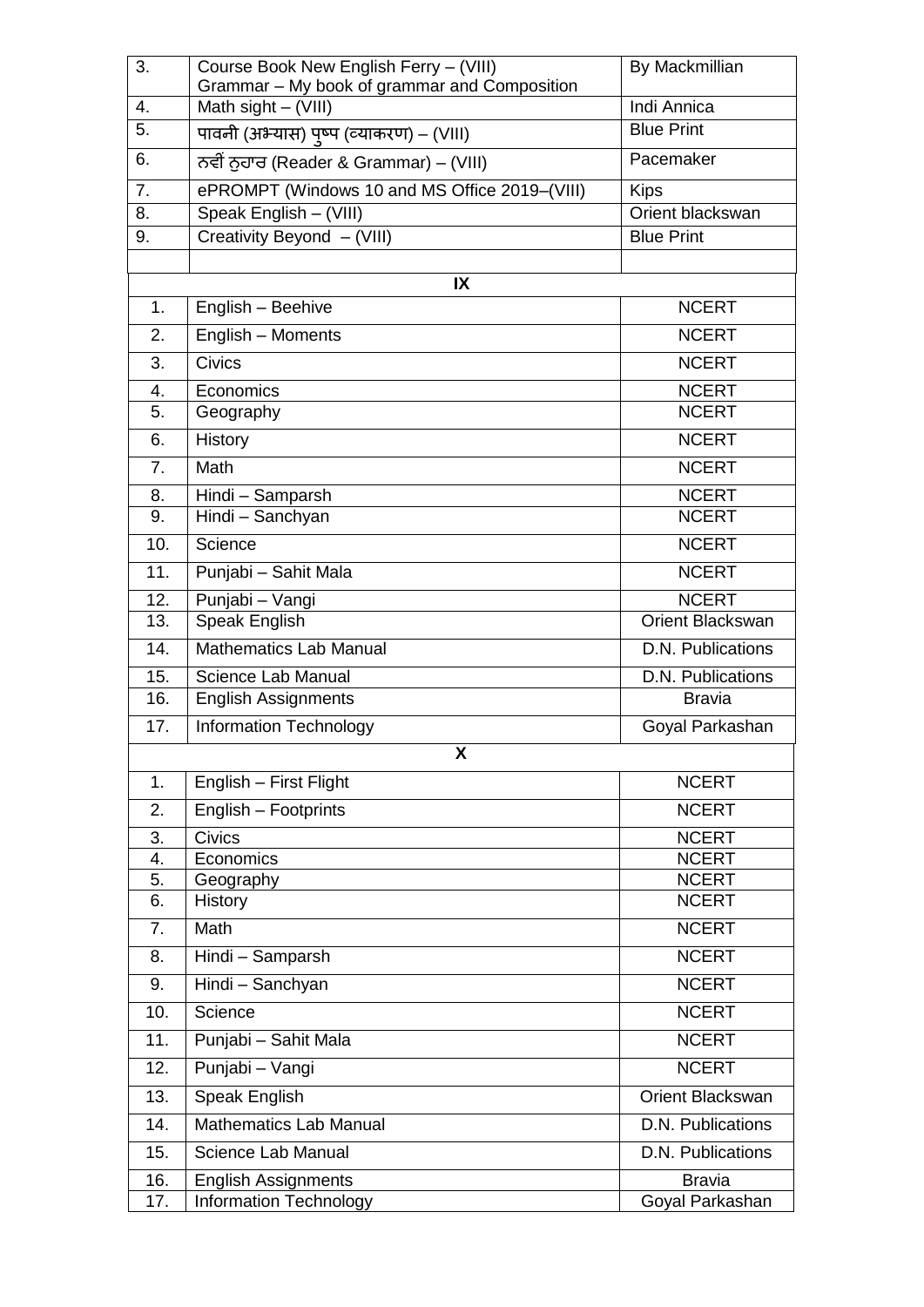| | | |
|---|---|---|
| 3. | Course Book New English Ferry – (VIII)<br>Grammar – My book of grammar and Composition | By Mackmillian |
| 4. | Math sight – (VIII) | Indi Annica |
| 5. | पावनी (अभ्यास) पुष्प (व्याकरण) – (VIII) | Blue Print |
| 6. | ਨਵੀਂ ਨੁਹਾਰ (Reader & Grammar) – (VIII) | Pacemaker |
| 7. | ePROMPT (Windows 10 and MS Office 2019–(VIII) | Kips |
| 8. | Speak English – (VIII) | Orient blackswan |
| 9. | Creativity Beyond – (VIII) | Blue Print |
| | | |
| | **IX** | |
| 1. | English – Beehive | NCERT |
| 2. | English – Moments | NCERT |
| 3. | Civics | NCERT |
| 4. | Economics | NCERT |
| 5. | Geography | NCERT |
| 6. | History | NCERT |
| 7. | Math | NCERT |
| 8. | Hindi – Samparsh | NCERT |
| 9. | Hindi – Sanchyan | NCERT |
| 10. | Science | NCERT |
| 11. | Punjabi – Sahit Mala | NCERT |
| 12. | Punjabi – Vangi | NCERT |
| 13. | Speak English | Orient Blackswan |
| 14. | Mathematics Lab Manual | D.N. Publications |
| 15. | Science Lab Manual | D.N. Publications |
| 16. | English Assignments | Bravia |
| 17. | Information Technology | Goyal Parkashan |
| | **X** | |
| 1. | English – First Flight | NCERT |
| 2. | English – Footprints | NCERT |
| 3. | Civics | NCERT |
| 4. | Economics | NCERT |
| 5. | Geography | NCERT |
| 6. | History | NCERT |
| 7. | Math | NCERT |
| 8. | Hindi – Samparsh | NCERT |
| 9. | Hindi – Sanchyan | NCERT |
| 10. | Science | NCERT |
| 11. | Punjabi – Sahit Mala | NCERT |
| 12. | Punjabi – Vangi | NCERT |
| 13. | Speak English | Orient Blackswan |
| 14. | Mathematics Lab Manual | D.N. Publications |
| 15. | Science Lab Manual | D.N. Publications |
| 16. | English Assignments | Bravia |
| 17. | Information Technology | Goyal Parkashan |